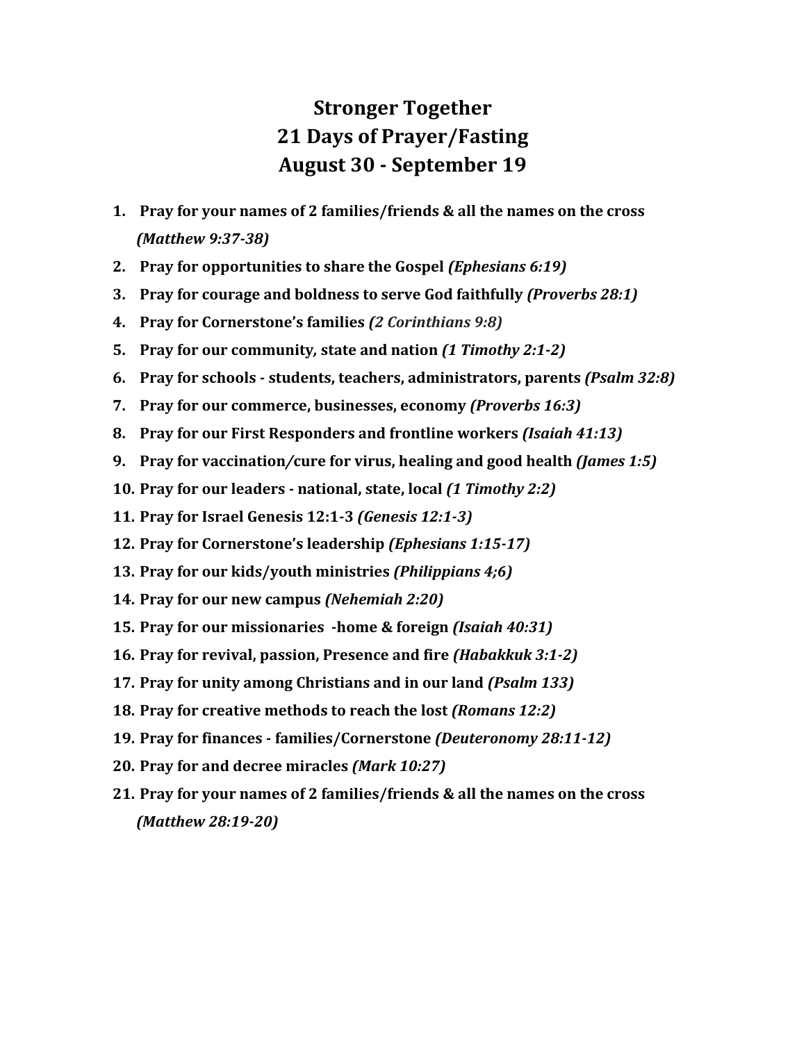# Stronger Together
# 21 Days of Prayer/Fasting
# August 30 - September 19

1. **Pray for your names of 2 families/friends & all the names on the cross** ***(Matthew 9:37-38)***
2. **Pray for opportunities to share the Gospel** ***(Ephesians 6:19)***
3. **Pray for courage and boldness to serve God faithfully** ***(Proverbs 28:1)***
4. **Pray for Cornerstone's families** ***(2 Corinthians 9:8)***
5. **Pray for our community, state and nation** ***(1 Timothy 2:1-2)***
6. **Pray for schools - students, teachers, administrators, parents** ***(Psalm 32:8)***
7. **Pray for our commerce, businesses, economy** ***(Proverbs 16:3)***
8. **Pray for our First Responders and frontline workers** ***(Isaiah 41:13)***
9. **Pray for vaccination/cure for virus, healing and good health** ***(James 1:5)***
10. **Pray for our leaders - national, state, local** ***(1 Timothy 2:2)***
11. **Pray for Israel Genesis 12:1-3** ***(Genesis 12:1-3)***
12. **Pray for Cornerstone's leadership** ***(Ephesians 1:15-17)***
13. **Pray for our kids/youth ministries** ***(Philippians 4;6)***
14. **Pray for our new campus** ***(Nehemiah 2:20)***
15. **Pray for our missionaries -home & foreign** ***(Isaiah 40:31)***
16. **Pray for revival, passion, Presence and fire** ***(Habakkuk 3:1-2)***
17. **Pray for unity among Christians and in our land** ***(Psalm 133)***
18. **Pray for creative methods to reach the lost** ***(Romans 12:2)***
19. **Pray for finances - families/Cornerstone** ***(Deuteronomy 28:11-12)***
20. **Pray for and decree miracles** ***(Mark 10:27)***
21. **Pray for your names of 2 families/friends & all the names on the cross** ***(Matthew 28:19-20)***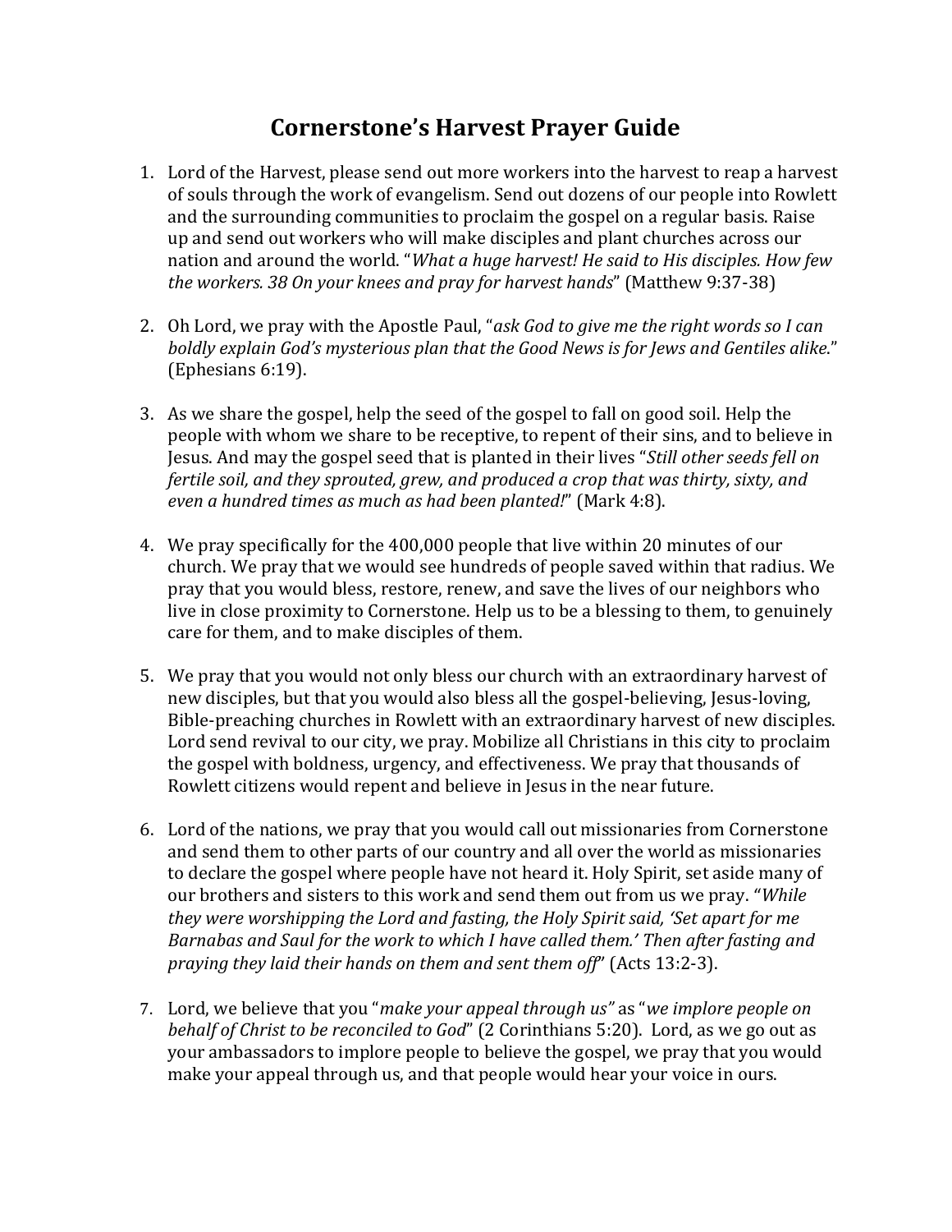# Cornerstone's Harvest Prayer Guide

1. Lord of the Harvest, please send out more workers into the harvest to reap a harvest of souls through the work of evangelism. Send out dozens of our people into Rowlett and the surrounding communities to proclaim the gospel on a regular basis. Raise up and send out workers who will make disciples and plant churches across our nation and around the world. "*What a huge harvest! He said to His disciples. How few the workers. 38 On your knees and pray for harvest hands*" (Matthew 9:37-38)

2. Oh Lord, we pray with the Apostle Paul, "*ask God to give me the right words so I can boldly explain God's mysterious plan that the Good News is for Jews and Gentiles alike.*" (Ephesians 6:19).

3. As we share the gospel, help the seed of the gospel to fall on good soil. Help the people with whom we share to be receptive, to repent of their sins, and to believe in Jesus. And may the gospel seed that is planted in their lives "*Still other seeds fell on fertile soil, and they sprouted, grew, and produced a crop that was thirty, sixty, and even a hundred times as much as had been planted!*" (Mark 4:8).

4. We pray specifically for the 400,000 people that live within 20 minutes of our church. We pray that we would see hundreds of people saved within that radius. We pray that you would bless, restore, renew, and save the lives of our neighbors who live in close proximity to Cornerstone. Help us to be a blessing to them, to genuinely care for them, and to make disciples of them.

5. We pray that you would not only bless our church with an extraordinary harvest of new disciples, but that you would also bless all the gospel-believing, Jesus-loving, Bible-preaching churches in Rowlett with an extraordinary harvest of new disciples. Lord send revival to our city, we pray. Mobilize all Christians in this city to proclaim the gospel with boldness, urgency, and effectiveness. We pray that thousands of Rowlett citizens would repent and believe in Jesus in the near future.

6. Lord of the nations, we pray that you would call out missionaries from Cornerstone and send them to other parts of our country and all over the world as missionaries to declare the gospel where people have not heard it. Holy Spirit, set aside many of our brothers and sisters to this work and send them out from us we pray. "*While they were worshipping the Lord and fasting, the Holy Spirit said, 'Set apart for me Barnabas and Saul for the work to which I have called them.' Then after fasting and praying they laid their hands on them and sent them off*" (Acts 13:2-3).

7. Lord, we believe that you "*make your appeal through us*" as "*we implore people on behalf of Christ to be reconciled to God*" (2 Corinthians 5:20). Lord, as we go out as your ambassadors to implore people to believe the gospel, we pray that you would make your appeal through us, and that people would hear your voice in ours.